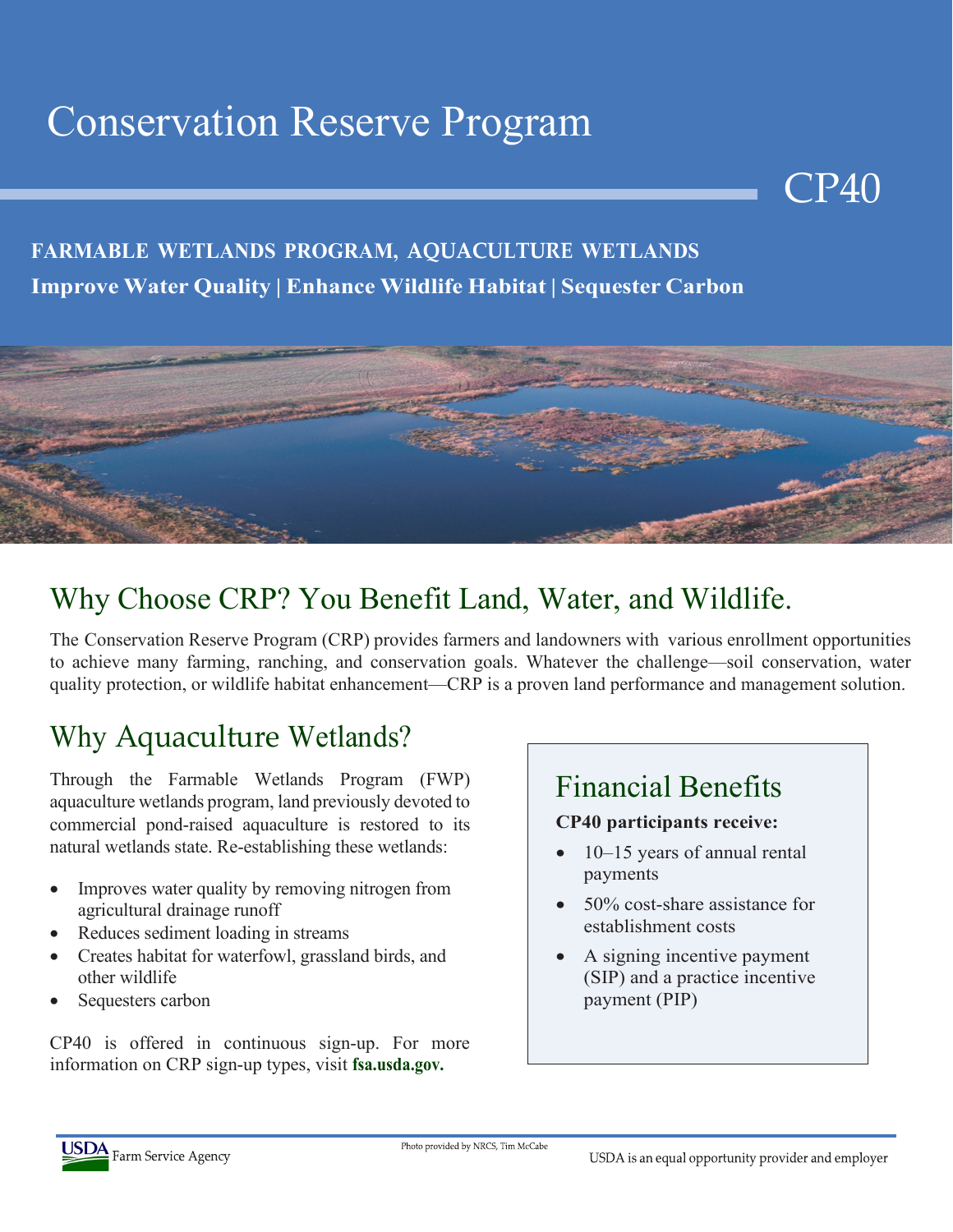# Conservation Reserve Program

CP40

**FARMABLE WETLANDS PROGRAM, AQUACULTURE WETLANDS**

**Improve Water Quality | Enhance Wildlife Habitat | Sequester Carbon**

## Why Choose CRP? You Benefit Land, Water, and Wildlife.

The Conservation Reserve Program (CRP) provides farmers and landowners with various enrollment opportunities to achieve many farming, ranching, and conservation goals. Whatever the challenge—soil conservation, water quality protection, or wildlife habitat enhancement—CRP is a proven land performance and management solution.

## Why Aquaculture Wetlands?

Through the Farmable Wetlands Program (FWP) aquaculture wetlands program, land previously devoted to commercial pond-raised aquaculture is restored to its natural wetlands state. Re-establishing these wetlands:

- Improves water quality by removing nitrogen from agricultural drainage runoff
- Reduces sediment loading in streams
- Creates habitat for waterfowl, grassland birds, and other wildlife
- Sequesters carbon

CP40 is offered in continuous sign-up. For more information on CRP sign-up types, visit **fsa.usda.gov.**

## Financial Benefits

**CP40 participants receive:**

- 10–15 years of annual rental payments
- 50% cost-share assistance for establishment costs
- A signing incentive payment (SIP) and a practice incentive payment (PIP)

Photo provided by NRCS, Tim McCabe

USDA Farm Service Agency

USDA is an equal opportunity provider and employer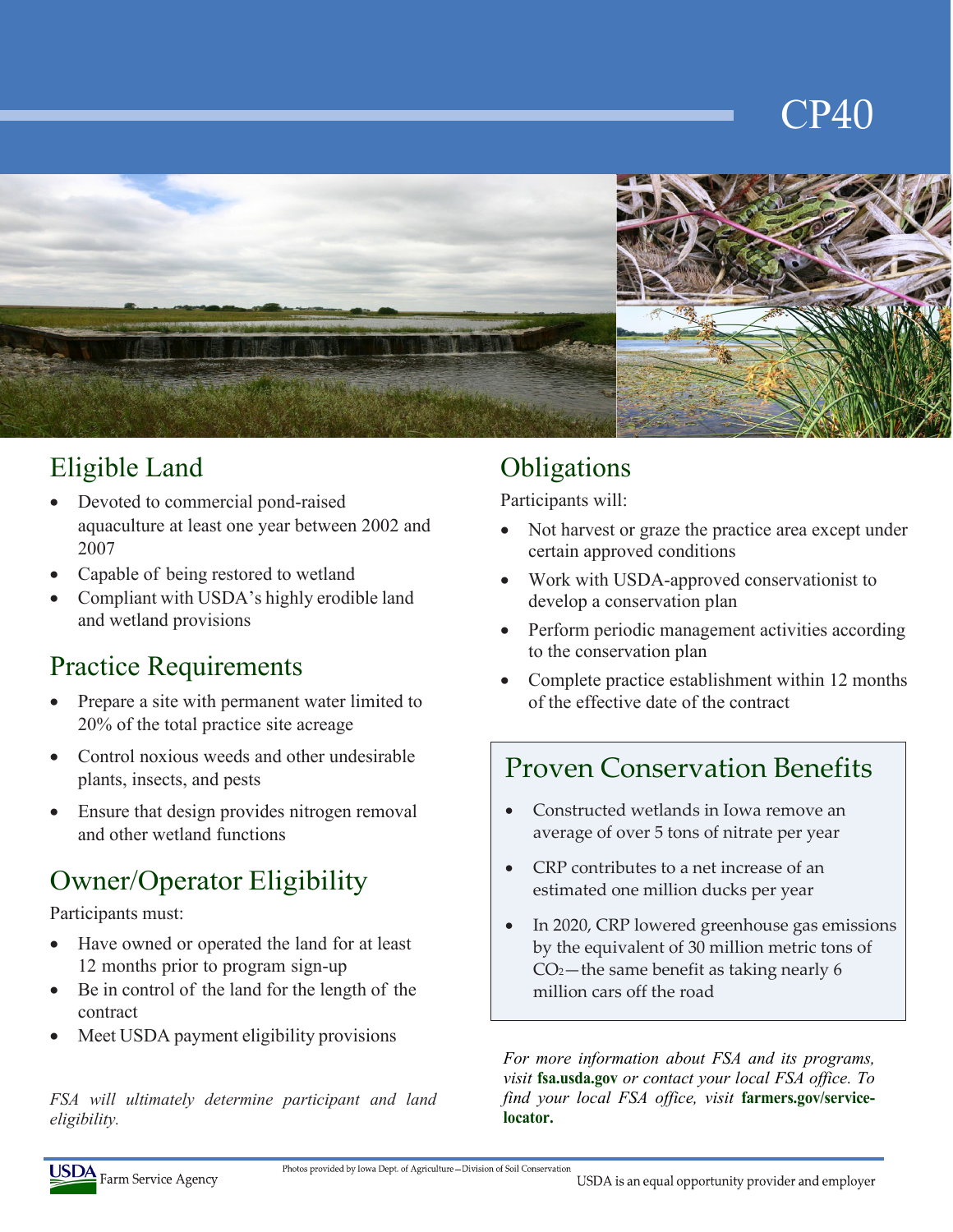# CP40

## Eligible Land

- Devoted to commercial pond-raised aquaculture at least one year between 2002 and 2007
- Capable of being restored to wetland
- Compliant with USDA's highly erodible land and wetland provisions

## Practice Requirements

- Prepare a site with permanent water limited to 20% of the total practice site acreage
- Control noxious weeds and other undesirable plants, insects, and pests
- Ensure that design provides nitrogen removal and other wetland functions

## Owner/Operator Eligibility

Participants must:

- Have owned or operated the land for at least 12 months prior to program sign-up
- Be in control of the land for the length of the contract
- Meet USDA payment eligibility provisions

*FSA will ultimately determine participant and land eligibility.*

## Obligations

Participants will:

- Not harvest or graze the practice area except under certain approved conditions
- Work with USDA-approved conservationist to develop a conservation plan
- Perform periodic management activities according to the conservation plan
- Complete practice establishment within 12 months of the effective date of the contract

## Proven Conservation Benefits

- Constructed wetlands in Iowa remove an average of over 5 tons of nitrate per year
- CRP contributes to a net increase of an estimated one million ducks per year
- In 2020, CRP lowered greenhouse gas emissions by the equivalent of 30 million metric tons of $CO_2$—the same benefit as taking nearly 6 million cars off the road

*For more information about FSA and its programs, visit* **fsa.usda.gov** *or contact your local FSA office. To find your local FSA office, visit* **farmers.gov/service-locator.**

Photos provided by Iowa Dept. of Agriculture—Division of Soil Conservation

USDA Farm Service Agency

USDA is an equal opportunity provider and employer